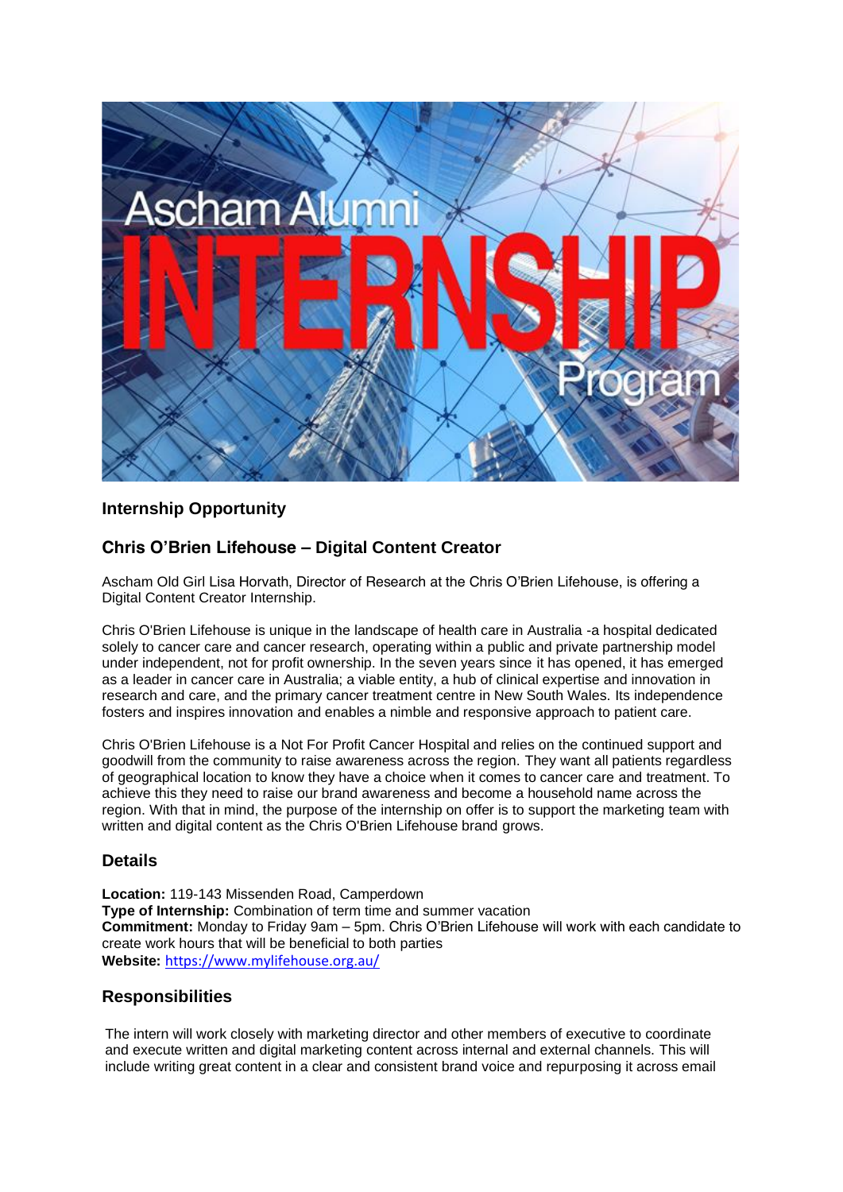## Internship Opportunity

## Chris O'Brien Lifehouse – Digital Content Creator

Ascham Old Girl Lisa Horvath, Director of Research at the Chris O'Brien Lifehouse, is offering a Digital Content Creator Internship.

Chris O'Brien Lifehouse is unique in the landscape of health care in Australia -a hospital dedicated solely to cancer care and cancer research, operating within a public and private partnership model under independent, not for profit ownership. In the seven years since it has opened, it has emerged as a leader in cancer care in Australia; a viable entity, a hub of clinical expertise and innovation in research and care, and the primary cancer treatment centre in New South Wales. Its independence fosters and inspires innovation and enables a nimble and responsive approach to patient care.

Chris O'Brien Lifehouse is a Not For Profit Cancer Hospital and relies on the continued support and goodwill from the community to raise awareness across the region. They want all patients regardless of geographical location to know they have a choice when it comes to cancer care and treatment. To achieve this they need to raise our brand awareness and become a household name across the region. With that in mind, the purpose of the internship on offer is to support the marketing team with written and digital content as the Chris O'Brien Lifehouse brand grows.

## Details

**Location:** 119-143 Missenden Road, Camperdown
**Type of Internship:** Combination of term time and summer vacation
**Commitment:** Monday to Friday 9am – 5pm. Chris O'Brien Lifehouse will work with each candidate to create work hours that will be beneficial to both parties
**Website:** https://www.mylifehouse.org.au/

## Responsibilities

The intern will work closely with marketing director and other members of executive to coordinate and execute written and digital marketing content across internal and external channels. This will include writing great content in a clear and consistent brand voice and repurposing it across email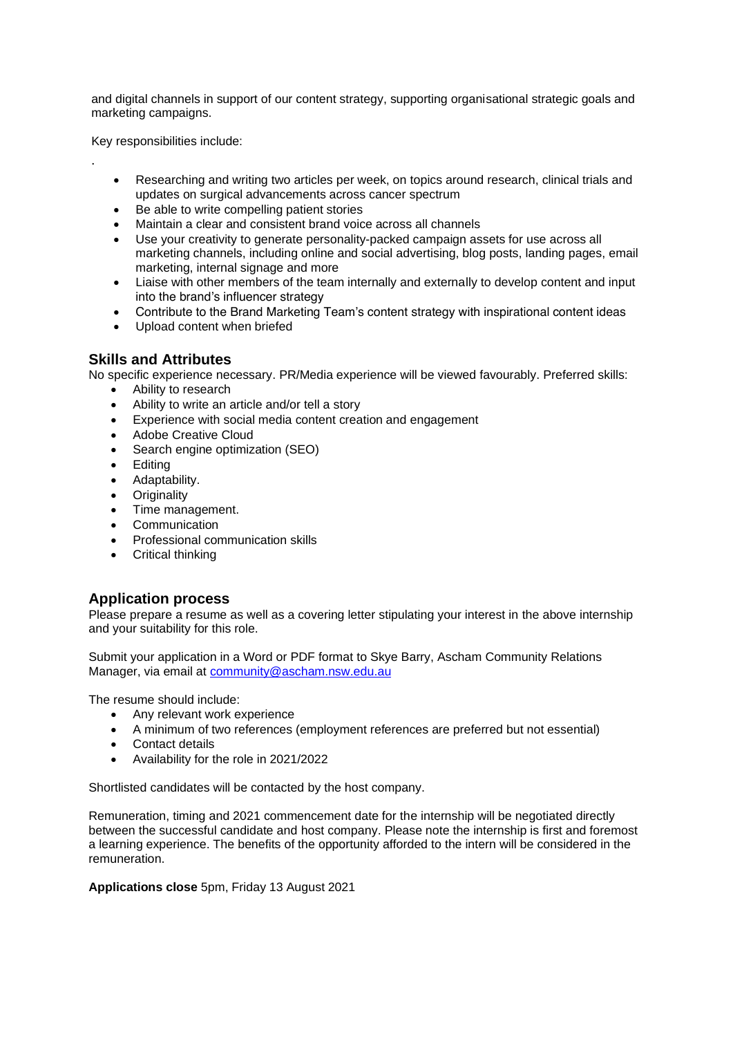and digital channels in support of our content strategy, supporting organisational strategic goals and marketing campaigns.

Key responsibilities include:

.

- Researching and writing two articles per week, on topics around research, clinical trials and updates on surgical advancements across cancer spectrum
- Be able to write compelling patient stories
- Maintain a clear and consistent brand voice across all channels
- Use your creativity to generate personality-packed campaign assets for use across all marketing channels, including online and social advertising, blog posts, landing pages, email marketing, internal signage and more
- Liaise with other members of the team internally and externally to develop content and input into the brand's influencer strategy
- Contribute to the Brand Marketing Team's content strategy with inspirational content ideas
- Upload content when briefed

## Skills and Attributes

No specific experience necessary. PR/Media experience will be viewed favourably. Preferred skills:

- Ability to research
- Ability to write an article and/or tell a story
- Experience with social media content creation and engagement
- Adobe Creative Cloud
- Search engine optimization (SEO)
- Editing
- Adaptability.
- Originality
- Time management.
- Communication
- Professional communication skills
- Critical thinking

## Application process

Please prepare a resume as well as a covering letter stipulating your interest in the above internship and your suitability for this role.

Submit your application in a Word or PDF format to Skye Barry, Ascham Community Relations Manager, via email at [community@ascham.nsw.edu.au](mailto:community@ascham.nsw.edu.au)

The resume should include:

- Any relevant work experience
- A minimum of two references (employment references are preferred but not essential)
- Contact details
- Availability for the role in 2021/2022

Shortlisted candidates will be contacted by the host company.

Remuneration, timing and 2021 commencement date for the internship will be negotiated directly between the successful candidate and host company. Please note the internship is first and foremost a learning experience. The benefits of the opportunity afforded to the intern will be considered in the remuneration.

**Applications close** 5pm, Friday 13 August 2021